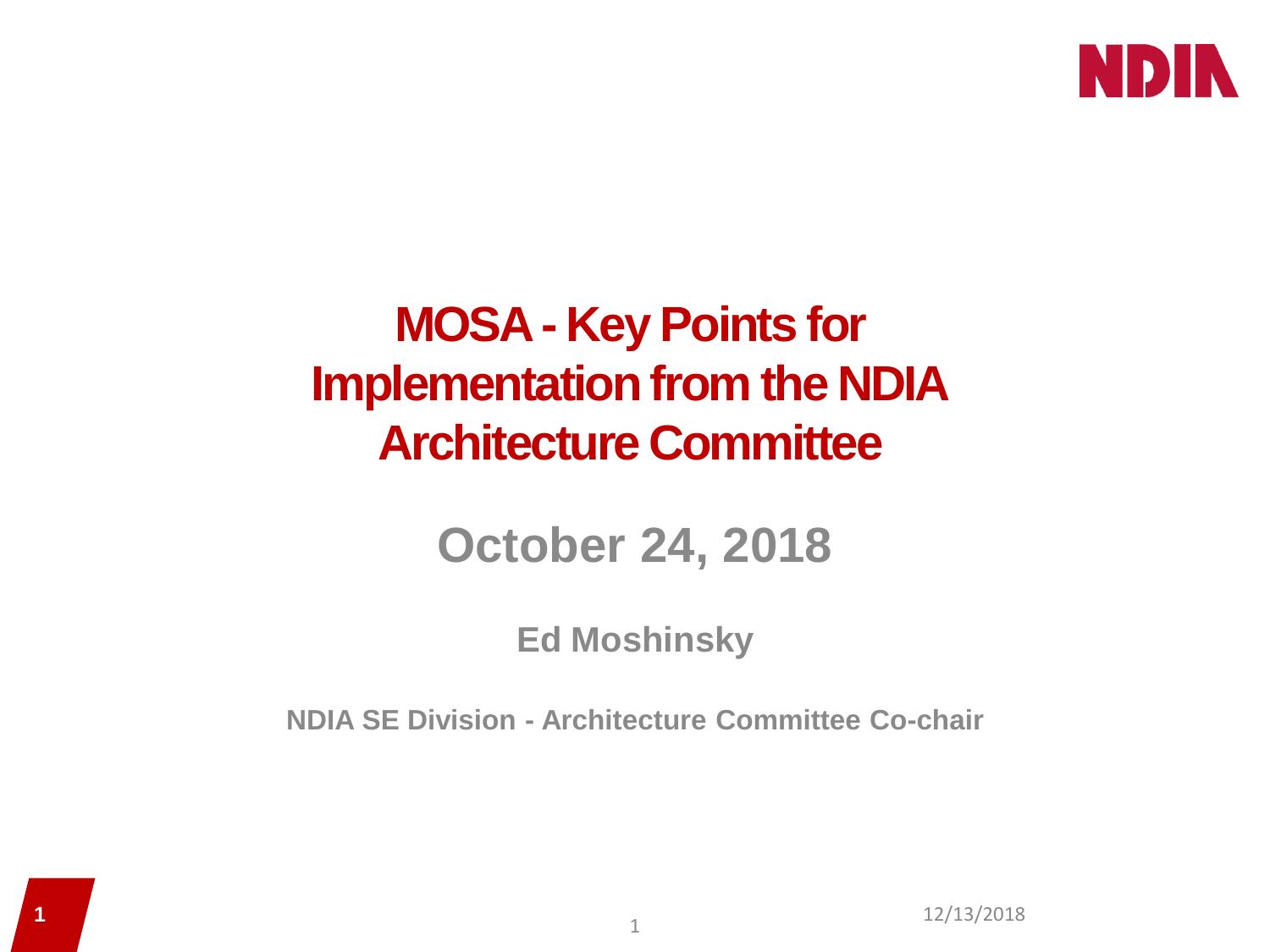# MOSA - Key Points for Implementation from the NDIA Architecture Committee

## October 24, 2018

**Ed Moshinsky**

**NDIA SE Division - Architecture Committee Co-chair**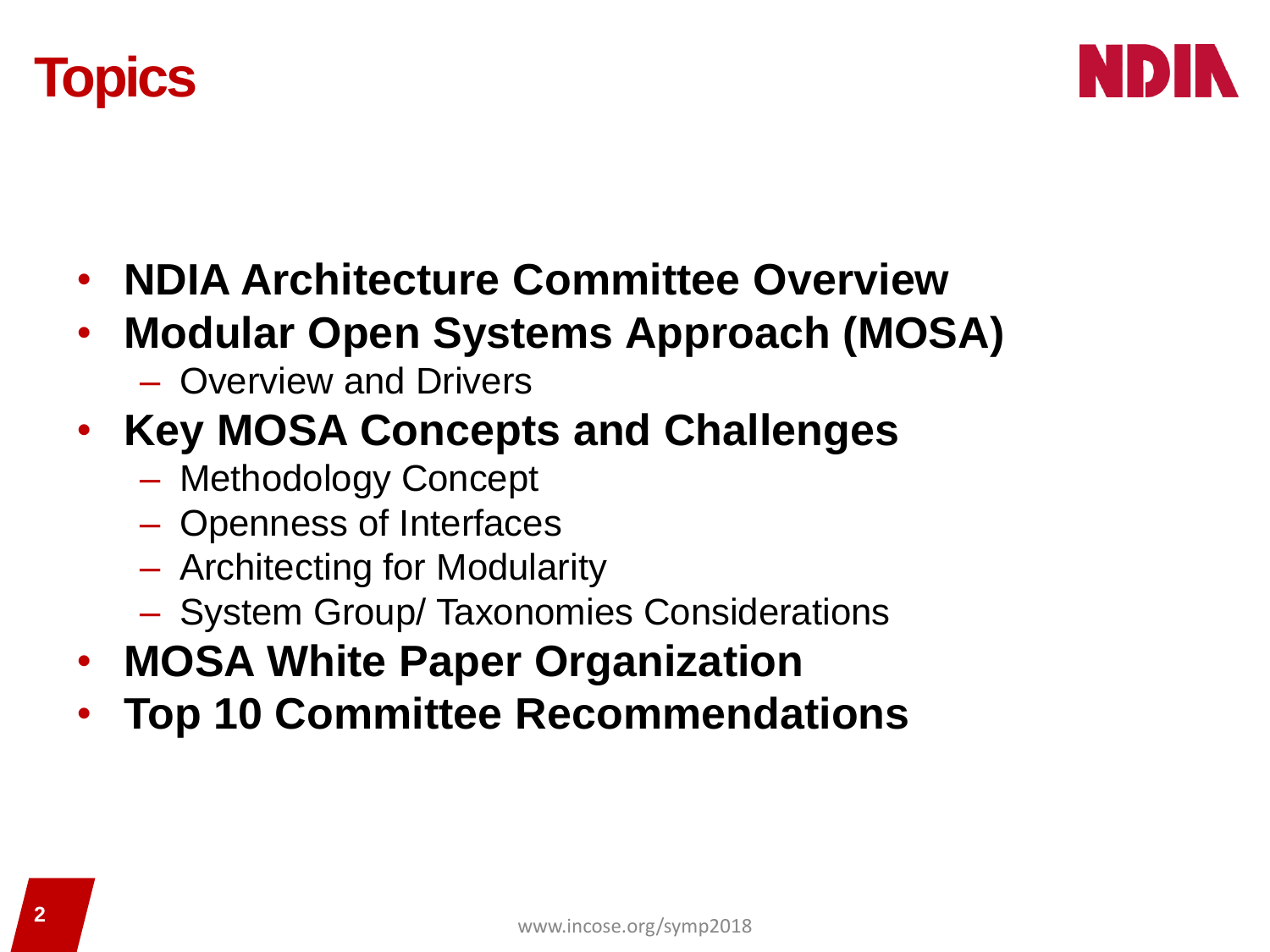# Topics

- **NDIA Architecture Committee Overview**
- **Modular Open Systems Approach (MOSA)**
  - Overview and Drivers
- **Key MOSA Concepts and Challenges**
  - Methodology Concept
  - Openness of Interfaces
  - Architecting for Modularity
  - System Group/ Taxonomies Considerations
- **MOSA White Paper Organization**
- **Top 10 Committee Recommendations**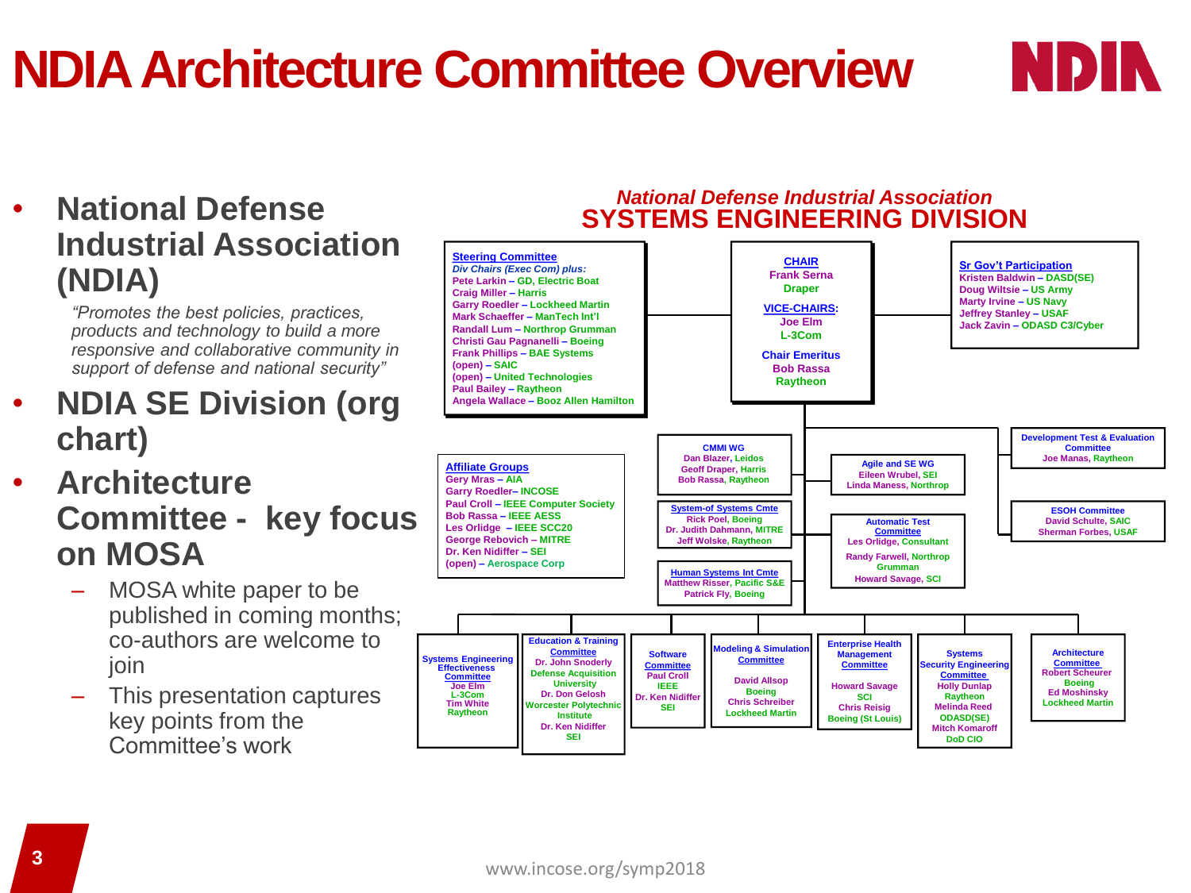# NDIA Architecture Committee Overview

- **National Defense Industrial Association (NDIA)**

  *"Promotes the best policies, practices, products and technology to build a more responsive and collaborative community in support of defense and national security"*

- **NDIA SE Division (org chart)**
- **Architecture Committee - key focus on MOSA**
  - MOSA white paper to be published in coming months; co-authors are welcome to join
  - This presentation captures key points from the Committee's work

*National Defense Industrial Association*
**SYSTEMS ENGINEERING DIVISION**

**Steering Committee**
*Div Chairs (Exec Com) plus:*
Pete Larkin – GD, Electric Boat
Craig Miller – Harris
Garry Roedler – Lockheed Martin
Mark Schaeffer – ManTech Int'l
Randall Lum – Northrop Grumman
Christi Gau Pagnanelli – Boeing
Frank Phillips – BAE Systems
(open) – SAIC
(open) – United Technologies
Paul Bailey – Raytheon
Angela Wallace – Booz Allen Hamilton

**CHAIR**
Frank Serna
Draper

**VICE-CHAIRS:**
Joe Elm
L-3Com

**Chair Emeritus**
Bob Rassa
Raytheon

**Sr Gov't Participation**
Kristen Baldwin – DASD(SE)
Doug Wiltsie – US Army
Marty Irvine – US Navy
Jeffrey Stanley – USAF
Jack Zavin – ODASD C3/Cyber

**Affiliate Groups**
Gery Mras – AIA
Garry Roedler– INCOSE
Paul Croll – IEEE Computer Society
Bob Rassa – IEEE AESS
Les Orlidge – IEEE SCC20
George Rebovich – MITRE
Dr. Ken Nidiffer – SEI
(open) – Aerospace Corp

**CMMI WG**
Dan Blazer, Leidos
Geoff Draper, Harris
Bob Rassa, Raytheon

**System-of Systems Cmte**
Rick Poel, Boeing
Dr. Judith Dahmann, MITRE
Jeff Wolske, Raytheon

**Human Systems Int Cmte**
Matthew Risser, Pacific S&E
Patrick Fly, Boeing

**Agile and SE WG**
Eileen Wrubel, SEI
Linda Maness, Northrop

**Automatic Test Committee**
Les Orlidge, Consultant
Randy Farwell, Northrop Grumman
Howard Savage, SCI

**Development Test & Evaluation Committee**
Joe Manas, Raytheon

**ESOH Committee**
David Schulte, SAIC
Sherman Forbes, USAF

**Systems Engineering Effectiveness Committee**
Joe Elm
L-3Com
Tim White
Raytheon

**Education & Training Committee**
Dr. John Snoderly
Defense Acquisition University
Dr. Don Gelosh
Worcester Polytechnic Institute
Dr. Ken Nidiffer
SEI

**Software Committee**
Paul Croll
IEEE
Dr. Ken Nidiffer
SEI

**Modeling & Simulation Committee**
David Allsop
Boeing
Chris Schreiber
Lockheed Martin

**Enterprise Health Management Committee**
Howard Savage
SCI
Chris Reisig
Boeing (St Louis)

**Systems Security Engineering Committee**
Holly Dunlap
Raytheon
Melinda Reed
ODASD(SE)
Mitch Komaroff
DoD CIO

**Architecture Committee**
Robert Scheurer
Boeing
Ed Moshinsky
Lockheed Martin

www.incose.org/symp2018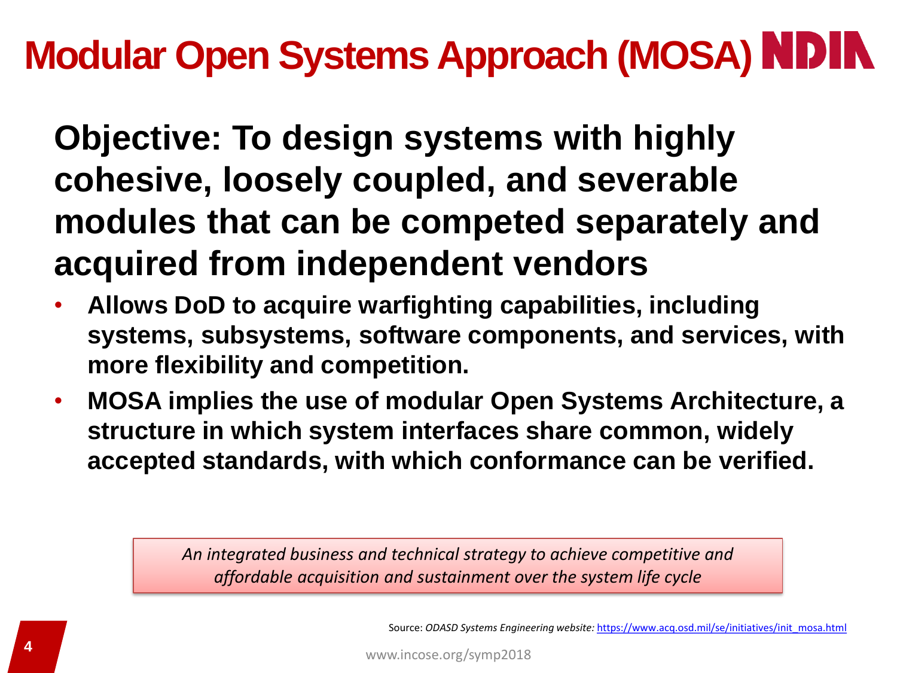# Modular Open Systems Approach (MOSA)

## Objective: To design systems with highly cohesive, loosely coupled, and severable modules that can be competed separately and acquired from independent vendors

- **Allows DoD to acquire warfighting capabilities, including systems, subsystems, software components, and services, with more flexibility and competition.**
- **MOSA implies the use of modular Open Systems Architecture, a structure in which system interfaces share common, widely accepted standards, with which conformance can be verified.**

*An integrated business and technical strategy to achieve competitive and affordable acquisition and sustainment over the system life cycle*

Source: *ODASD Systems Engineering website:* https://www.acq.osd.mil/se/initiatives/init_mosa.html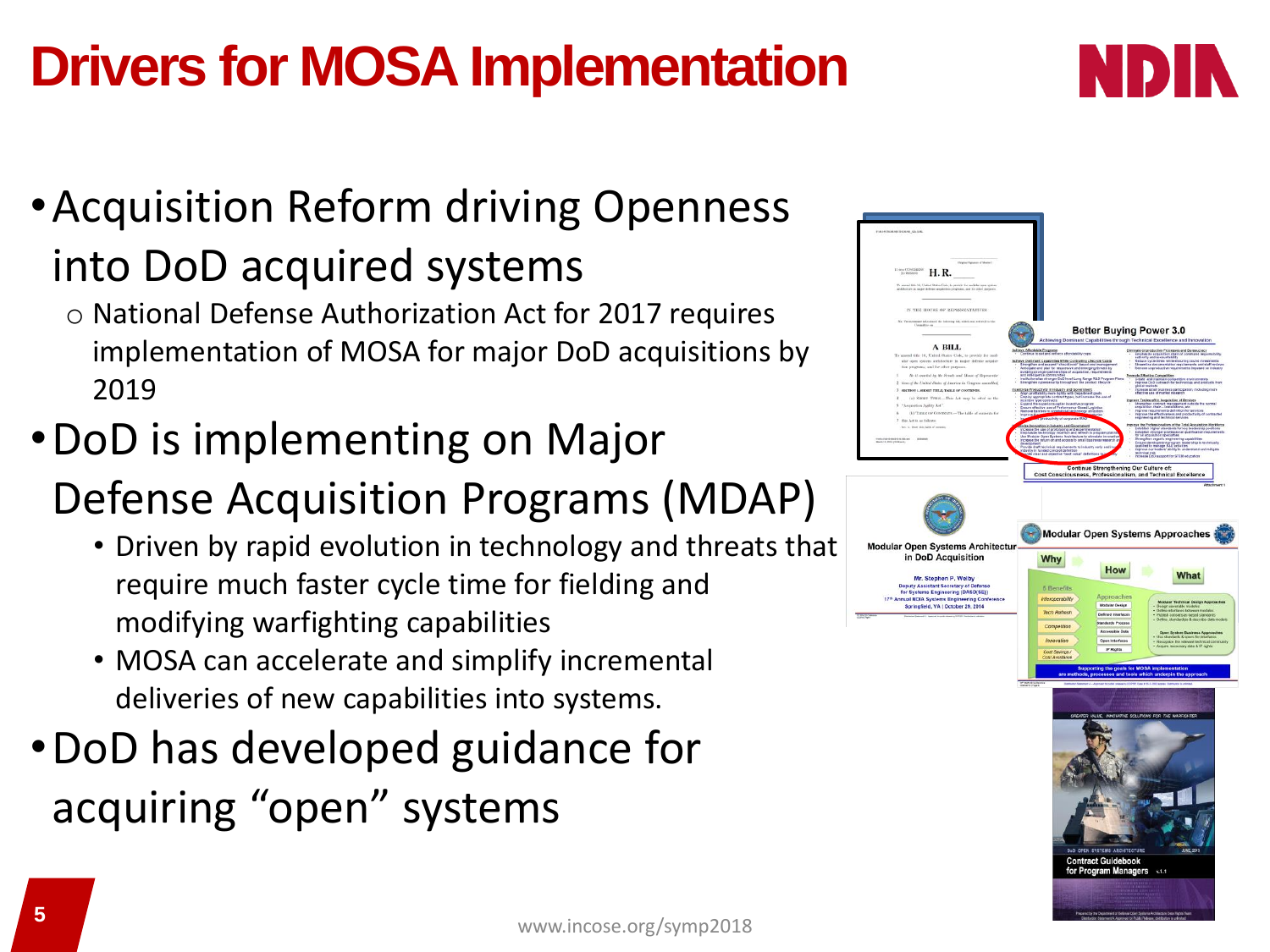# Drivers for MOSA Implementation

- Acquisition Reform driving Openness into DoD acquired systems
  - National Defense Authorization Act for 2017 requires implementation of MOSA for major DoD acquisitions by 2019
- DoD is implementing on Major Defense Acquisition Programs (MDAP)
  - Driven by rapid evolution in technology and threats that require much faster cycle time for fielding and modifying warfighting capabilities
  - MOSA can accelerate and simplify incremental deliveries of new capabilities into systems.
- DoD has developed guidance for acquiring "open" systems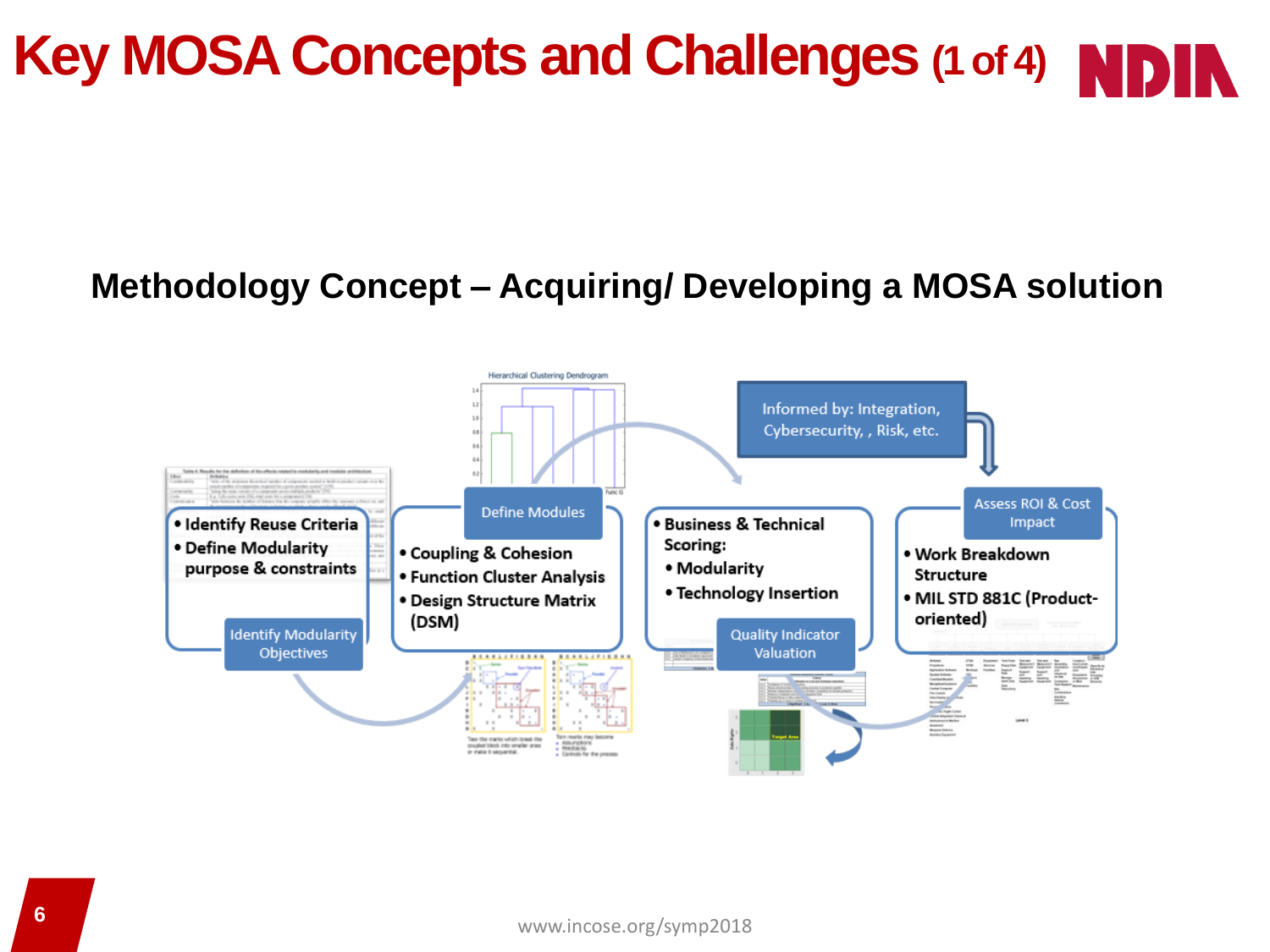# Key MOSA Concepts and Challenges (1 of 4)

## Methodology Concept – Acquiring/ Developing a MOSA solution

Informed by: Integration, Cybersecurity, , Risk, etc.

**Identify Modularity Objectives**

- Identify Reuse Criteria
- Define Modularity purpose & constraints

**Define Modules**

- Coupling & Cohesion
- Function Cluster Analysis
- Design Structure Matrix (DSM)

**Quality Indicator Valuation**

- Business & Technical Scoring:
  - Modularity
  - Technology Insertion

**Assess ROI & Cost Impact**

- Work Breakdown Structure
- MIL STD 881C (Product-oriented)

www.incose.org/symp2018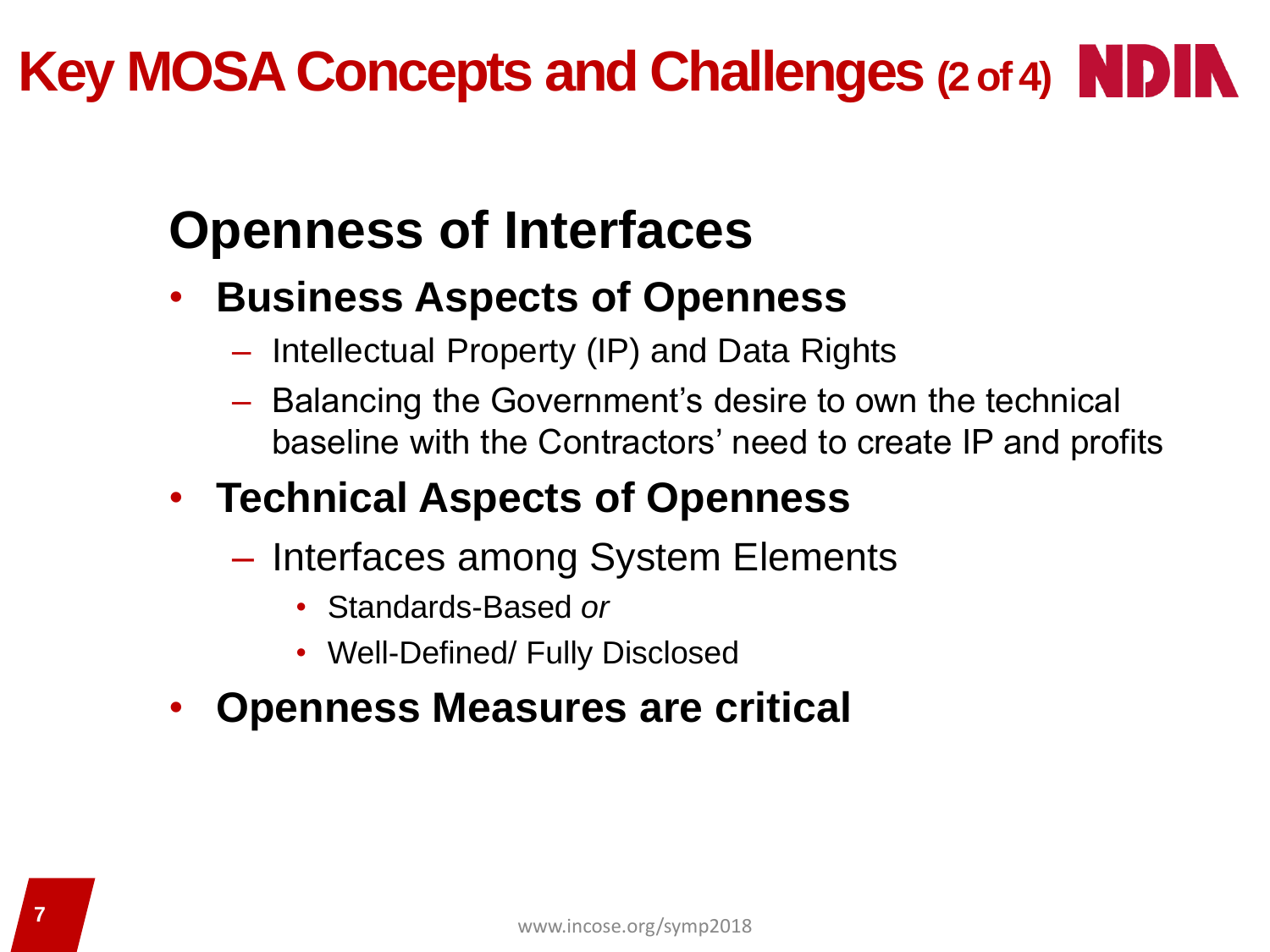# Key MOSA Concepts and Challenges (2 of 4)

## Openness of Interfaces

- **Business Aspects of Openness**
  - Intellectual Property (IP) and Data Rights
  - Balancing the Government's desire to own the technical baseline with the Contractors' need to create IP and profits
- **Technical Aspects of Openness**
  - Interfaces among System Elements
    - Standards-Based *or*
    - Well-Defined/ Fully Disclosed
- **Openness Measures are critical**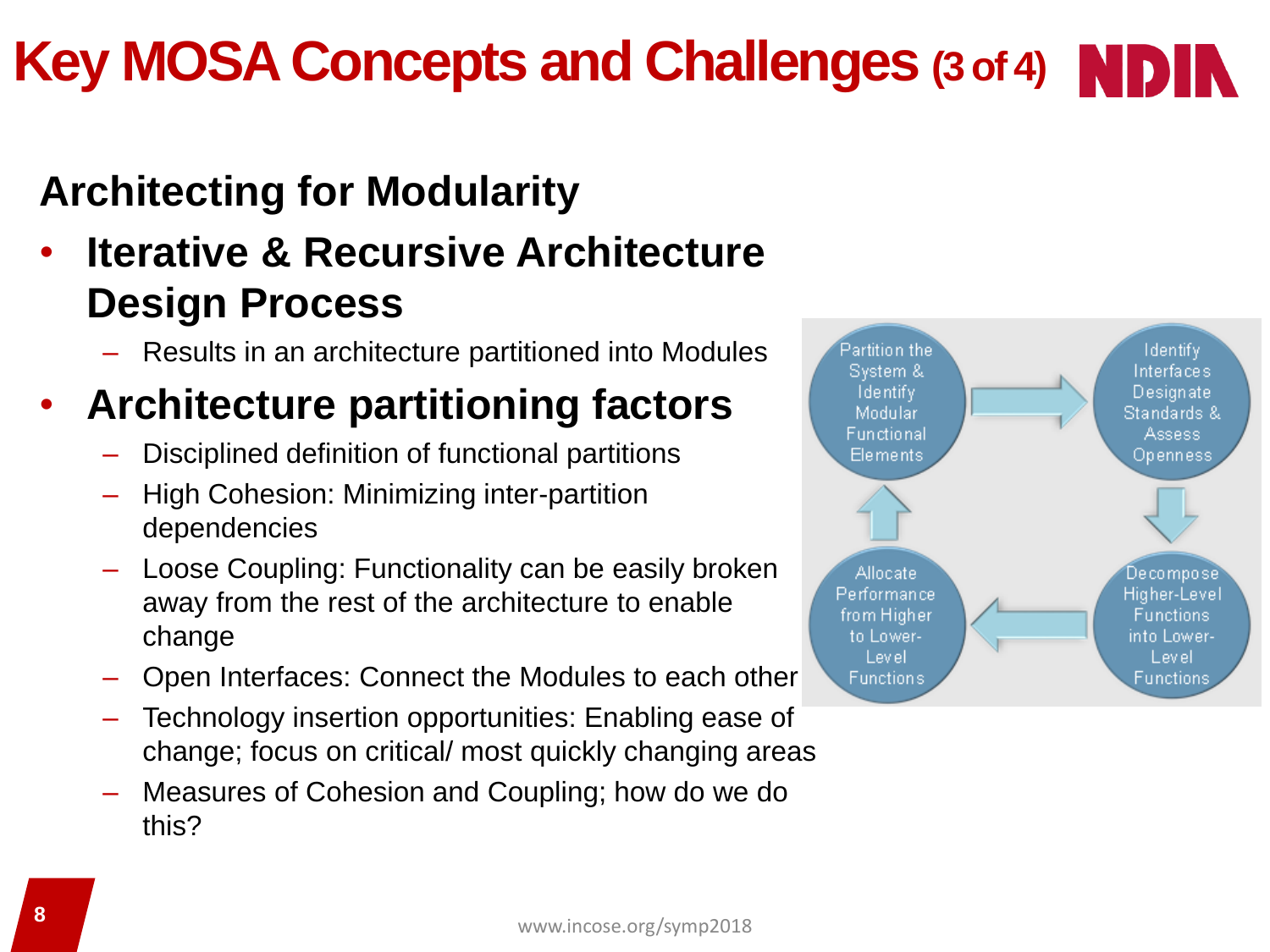# Key MOSA Concepts and Challenges (3 of 4)

## Architecting for Modularity

- **Iterative & Recursive Architecture Design Process**
  - Results in an architecture partitioned into Modules
- **Architecture partitioning factors**
  - Disciplined definition of functional partitions
  - High Cohesion: Minimizing inter-partition dependencies
  - Loose Coupling: Functionality can be easily broken away from the rest of the architecture to enable change
  - Open Interfaces: Connect the Modules to each other
  - Technology insertion opportunities: Enabling ease of change; focus on critical/ most quickly changing areas
  - Measures of Cohesion and Coupling; how do we do this?

Partition the System & Identify Modular Functional Elements → Identify Interfaces Designate Standards & Assess Openness → Decompose Higher-Level Functions into Lower-Level Functions → Allocate Performance from Higher to Lower-Level Functions → Partition the System & Identify Modular Functional Elements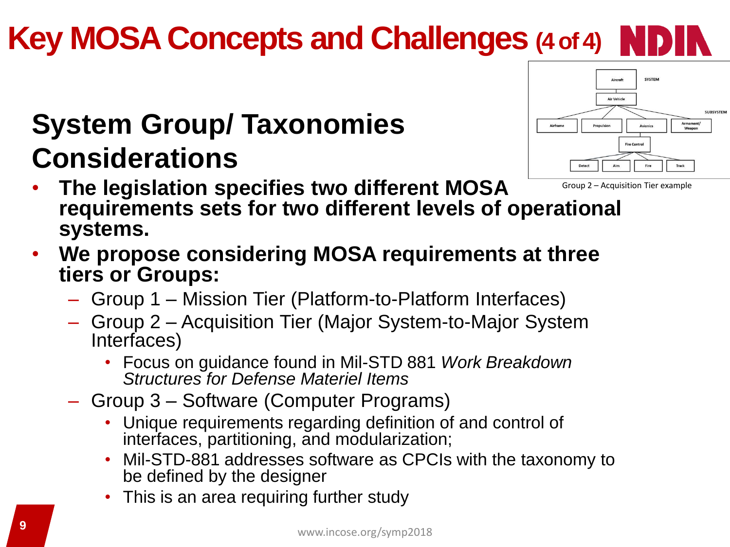# Key MOSA Concepts and Challenges (4 of 4)

## System Group/ Taxonomies Considerations

Group 2 – Acquisition Tier example

- **The legislation specifies two different MOSA requirements sets for two different levels of operational systems.**
- **We propose considering MOSA requirements at three tiers or Groups:**
  - Group 1 – Mission Tier (Platform-to-Platform Interfaces)
  - Group 2 – Acquisition Tier (Major System-to-Major System Interfaces)
    - Focus on guidance found in Mil-STD 881 *Work Breakdown Structures for Defense Materiel Items*
  - Group 3 – Software (Computer Programs)
    - Unique requirements regarding definition of and control of interfaces, partitioning, and modularization;
    - Mil-STD-881 addresses software as CPCIs with the taxonomy to be defined by the designer
    - This is an area requiring further study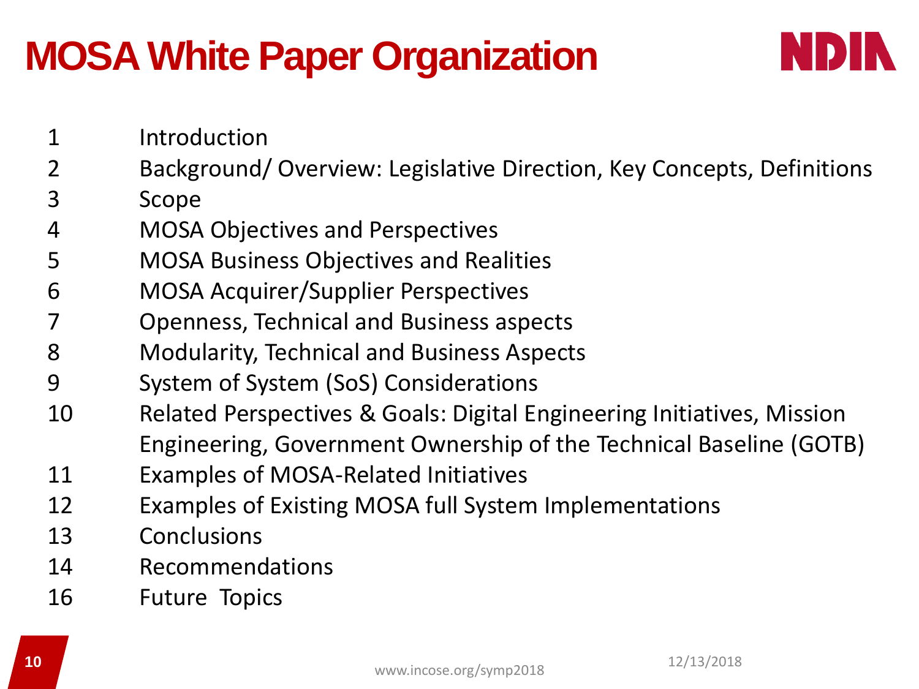# MOSA White Paper Organization

| | |
|---|---|
| 1 | Introduction |
| 2 | Background/ Overview: Legislative Direction, Key Concepts, Definitions |
| 3 | Scope |
| 4 | MOSA Objectives and Perspectives |
| 5 | MOSA Business Objectives and Realities |
| 6 | MOSA Acquirer/Supplier Perspectives |
| 7 | Openness, Technical and Business aspects |
| 8 | Modularity, Technical and Business Aspects |
| 9 | System of System (SoS) Considerations |
| 10 | Related Perspectives & Goals: Digital Engineering Initiatives, Mission Engineering, Government Ownership of the Technical Baseline (GOTB) |
| 11 | Examples of MOSA-Related Initiatives |
| 12 | Examples of Existing MOSA full System Implementations |
| 13 | Conclusions |
| 14 | Recommendations |
| 16 | Future Topics |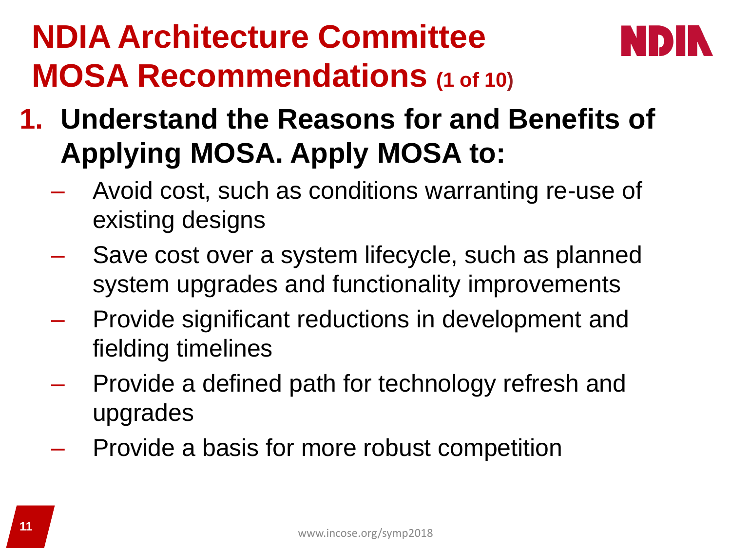# NDIA Architecture Committee MOSA Recommendations (1 of 10)

1. **Understand the Reasons for and Benefits of Applying MOSA. Apply MOSA to:**
   - Avoid cost, such as conditions warranting re-use of existing designs
   - Save cost over a system lifecycle, such as planned system upgrades and functionality improvements
   - Provide significant reductions in development and fielding timelines
   - Provide a defined path for technology refresh and upgrades
   - Provide a basis for more robust competition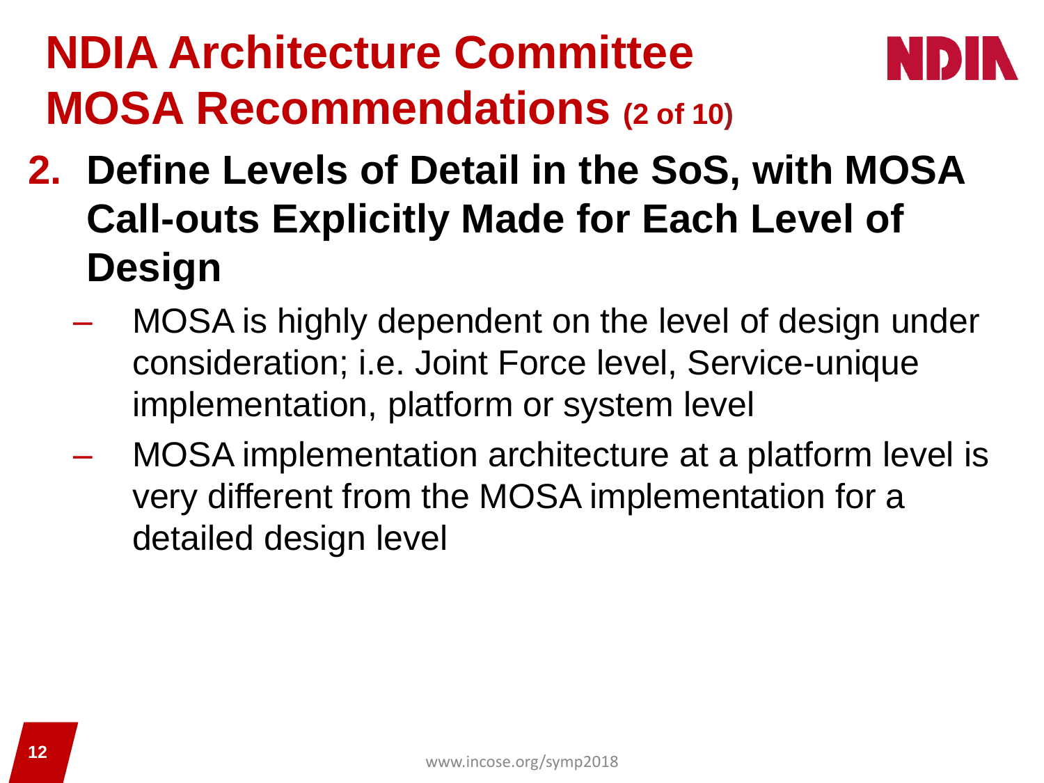# NDIA Architecture Committee MOSA Recommendations (2 of 10)

**2. Define Levels of Detail in the SoS, with MOSA Call-outs Explicitly Made for Each Level of Design**

- MOSA is highly dependent on the level of design under consideration; i.e. Joint Force level, Service-unique implementation, platform or system level
- MOSA implementation architecture at a platform level is very different from the MOSA implementation for a detailed design level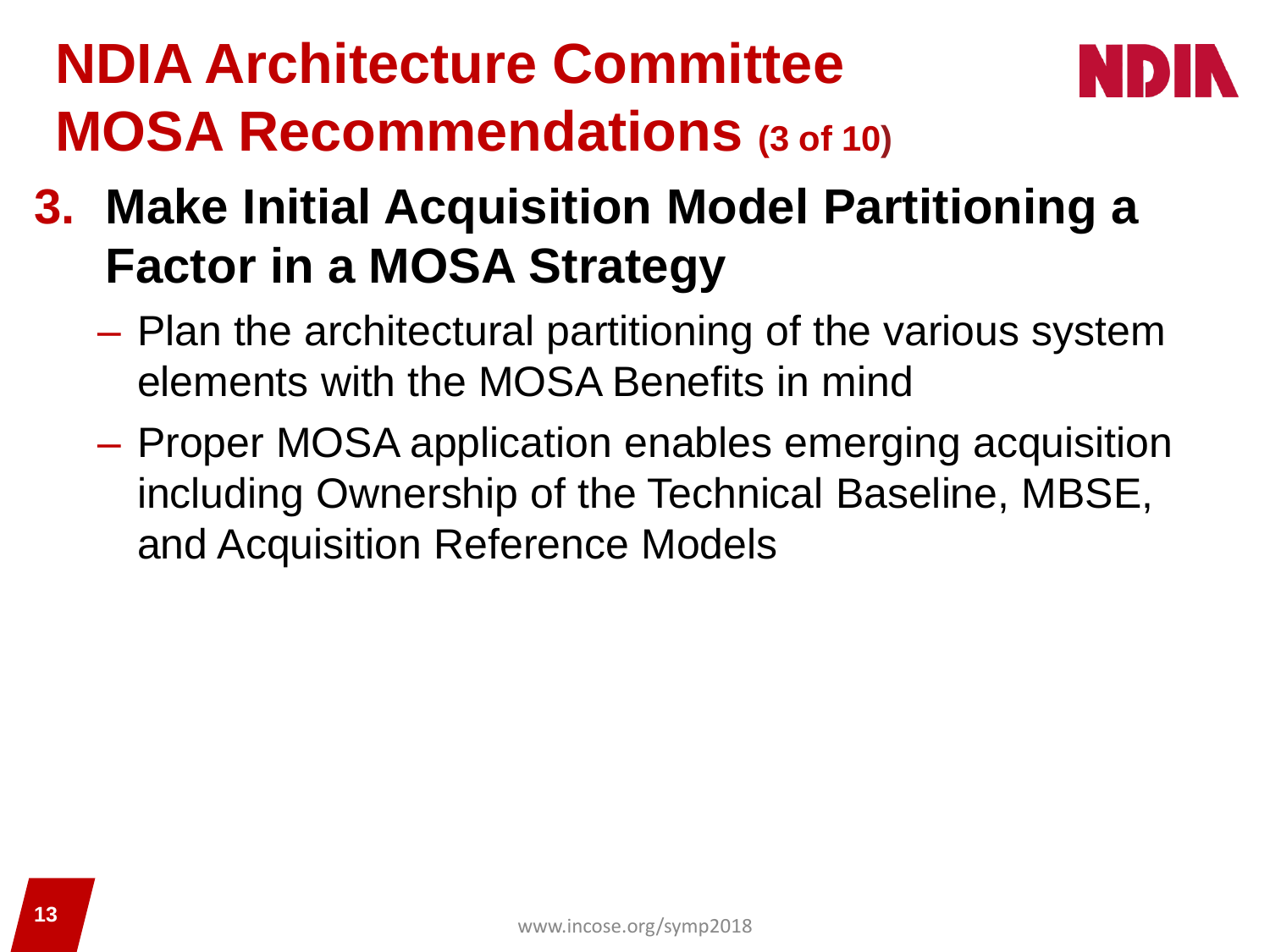# NDIA Architecture Committee MOSA Recommendations (3 of 10)

## 3. Make Initial Acquisition Model Partitioning a Factor in a MOSA Strategy

- Plan the architectural partitioning of the various system elements with the MOSA Benefits in mind
- Proper MOSA application enables emerging acquisition including Ownership of the Technical Baseline, MBSE, and Acquisition Reference Models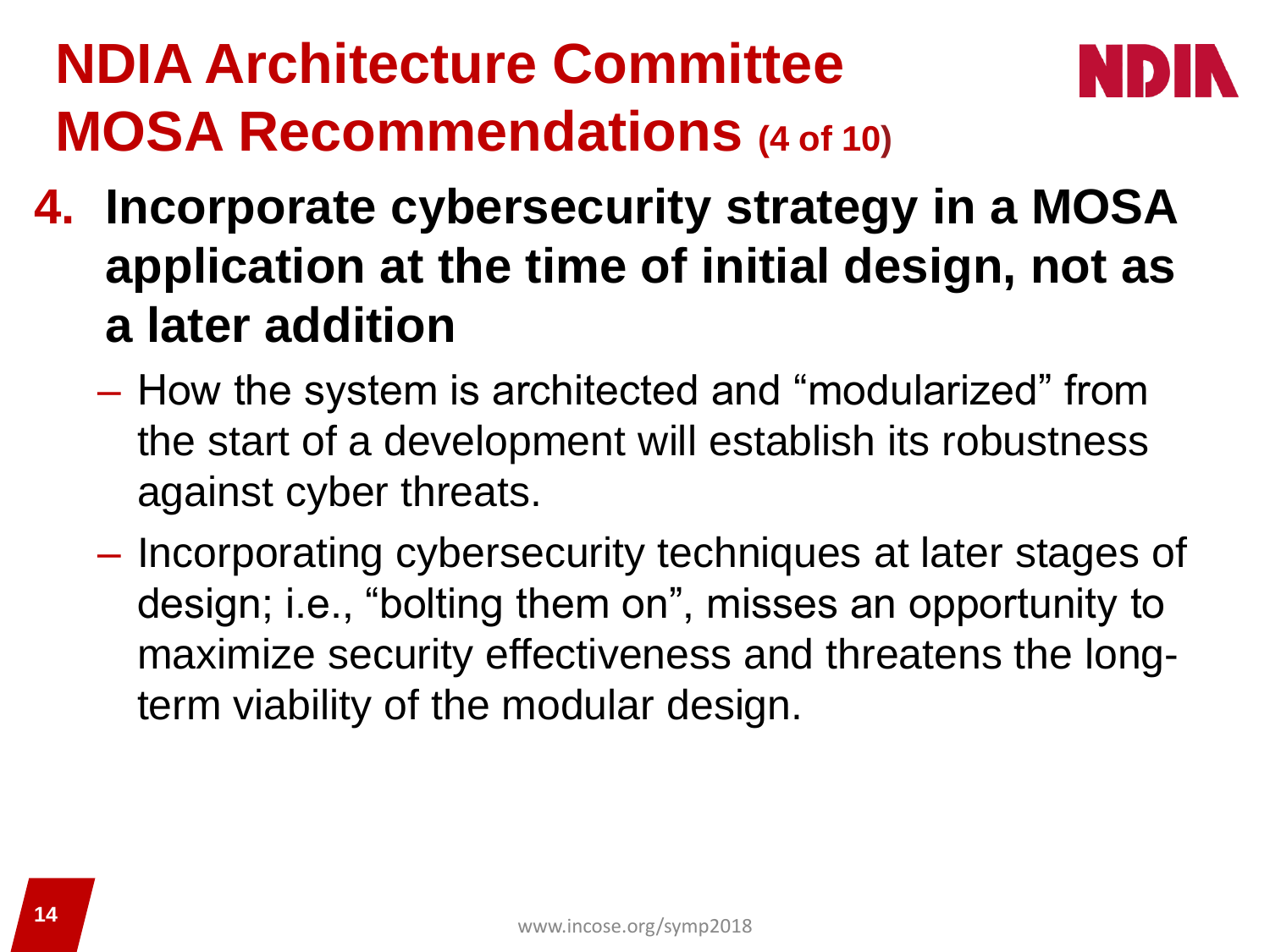# NDIA Architecture Committee MOSA Recommendations (4 of 10)

4. **Incorporate cybersecurity strategy in a MOSA application at the time of initial design, not as a later addition**
   - How the system is architected and “modularized” from the start of a development will establish its robustness against cyber threats.
   - Incorporating cybersecurity techniques at later stages of design; i.e., “bolting them on”, misses an opportunity to maximize security effectiveness and threatens the long-term viability of the modular design.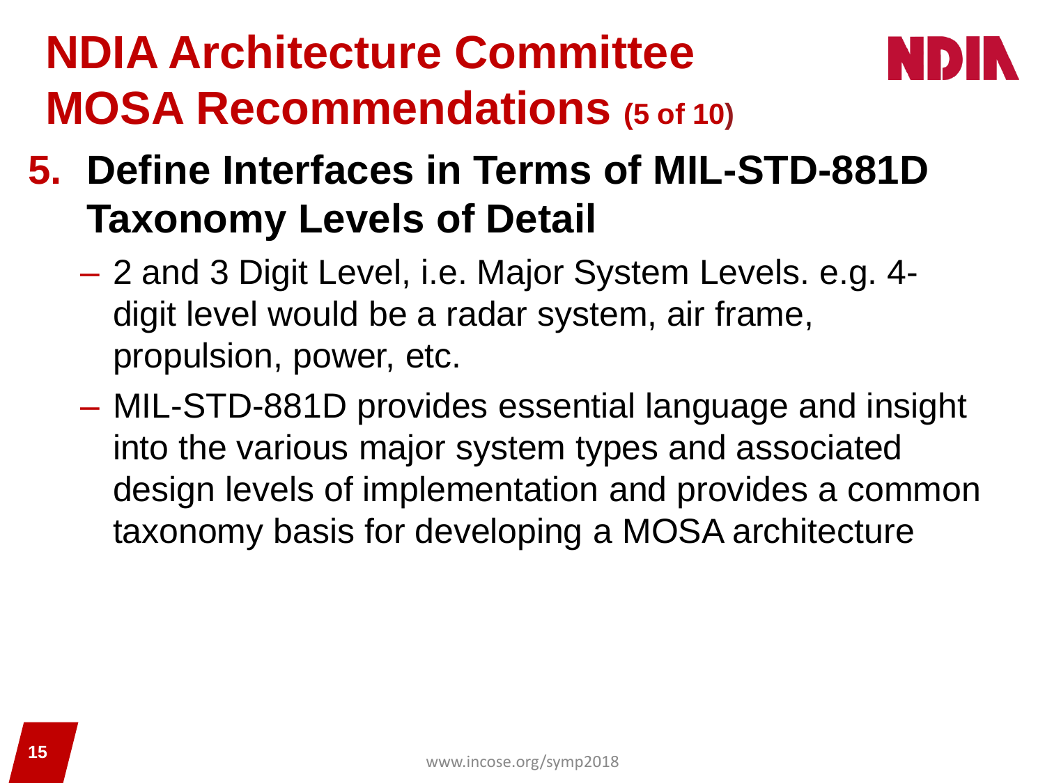# NDIA Architecture Committee MOSA Recommendations (5 of 10)

5. **Define Interfaces in Terms of MIL-STD-881D Taxonomy Levels of Detail**
   - 2 and 3 Digit Level, i.e. Major System Levels. e.g. 4-digit level would be a radar system, air frame, propulsion, power, etc.
   - MIL-STD-881D provides essential language and insight into the various major system types and associated design levels of implementation and provides a common taxonomy basis for developing a MOSA architecture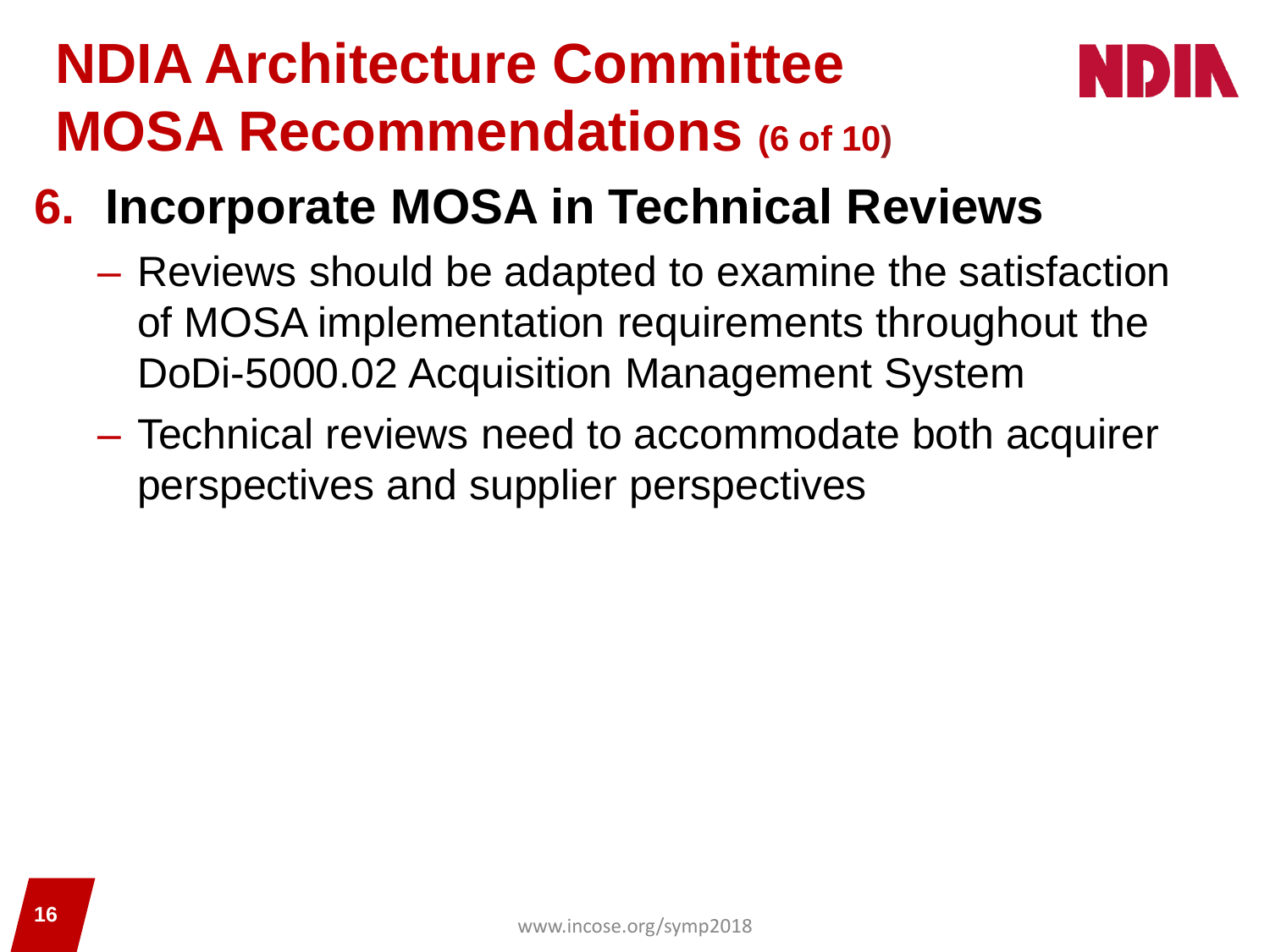# NDIA Architecture Committee MOSA Recommendations (6 of 10)

## 6. Incorporate MOSA in Technical Reviews

- Reviews should be adapted to examine the satisfaction of MOSA implementation requirements throughout the DoDi-5000.02 Acquisition Management System
- Technical reviews need to accommodate both acquirer perspectives and supplier perspectives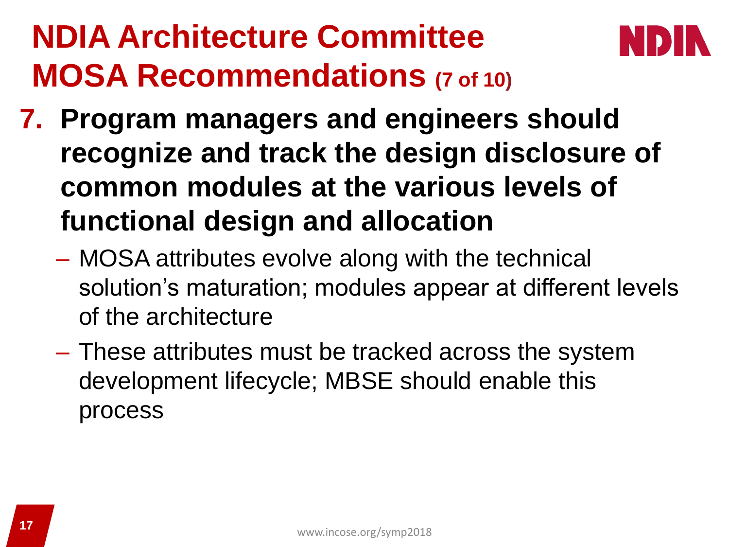# NDIA Architecture Committee MOSA Recommendations (7 of 10)

7. **Program managers and engineers should recognize and track the design disclosure of common modules at the various levels of functional design and allocation**
   - MOSA attributes evolve along with the technical solution's maturation; modules appear at different levels of the architecture
   - These attributes must be tracked across the system development lifecycle; MBSE should enable this process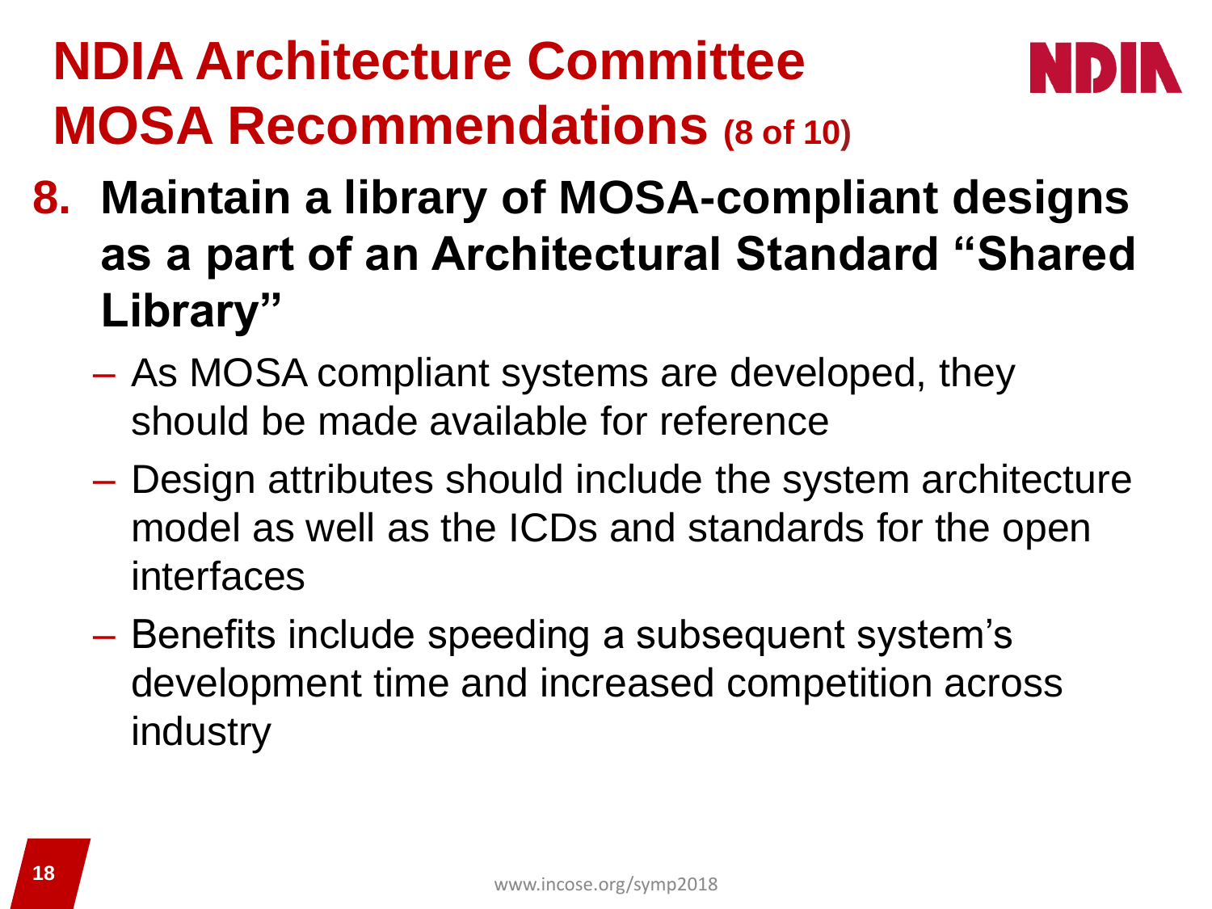# NDIA Architecture Committee MOSA Recommendations (8 of 10)

8. **Maintain a library of MOSA-compliant designs as a part of an Architectural Standard "Shared Library"**
   - As MOSA compliant systems are developed, they should be made available for reference
   - Design attributes should include the system architecture model as well as the ICDs and standards for the open interfaces
   - Benefits include speeding a subsequent system's development time and increased competition across industry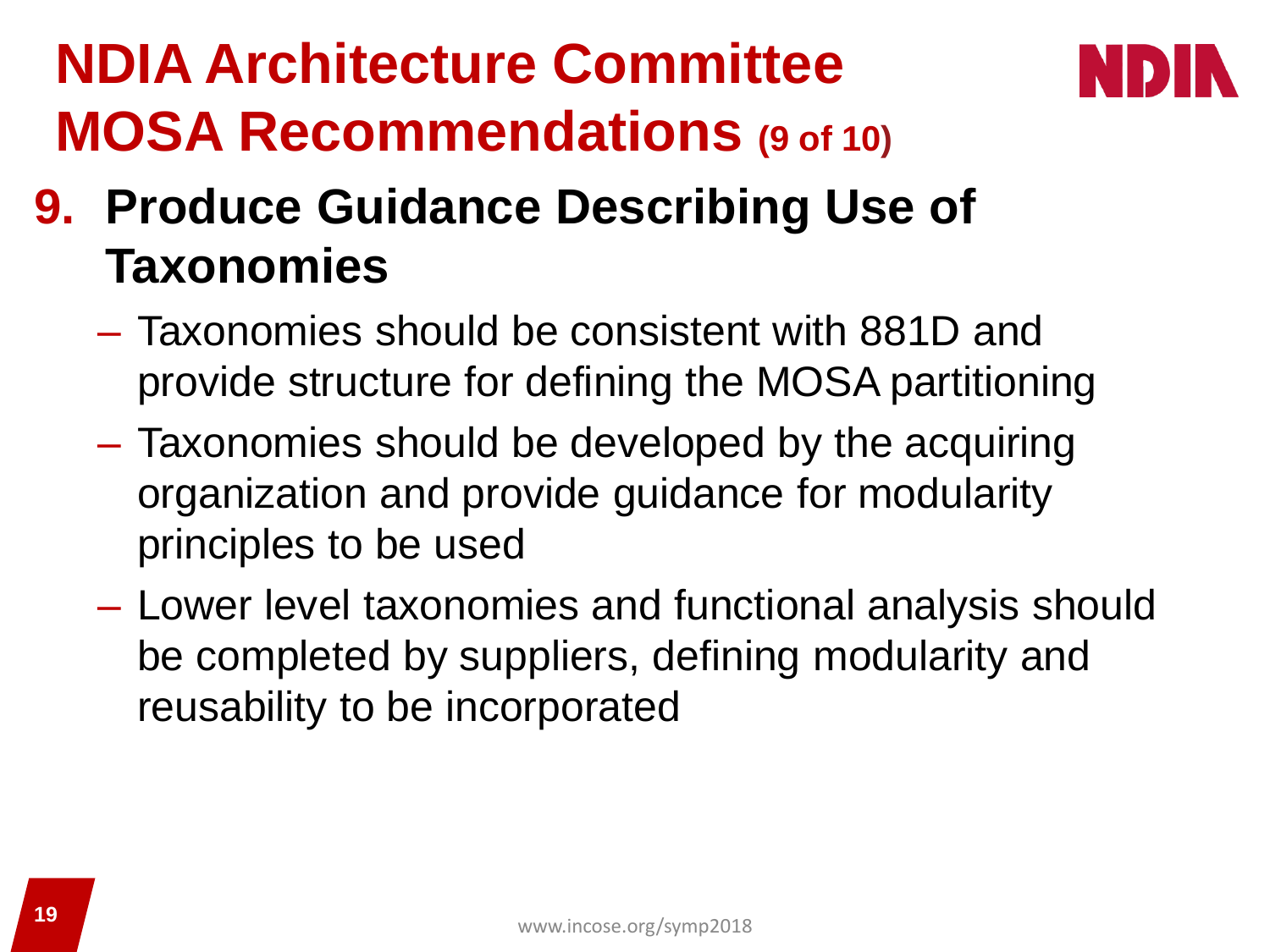# NDIA Architecture Committee MOSA Recommendations (9 of 10)

## 9. Produce Guidance Describing Use of Taxonomies

- Taxonomies should be consistent with 881D and provide structure for defining the MOSA partitioning
- Taxonomies should be developed by the acquiring organization and provide guidance for modularity principles to be used
- Lower level taxonomies and functional analysis should be completed by suppliers, defining modularity and reusability to be incorporated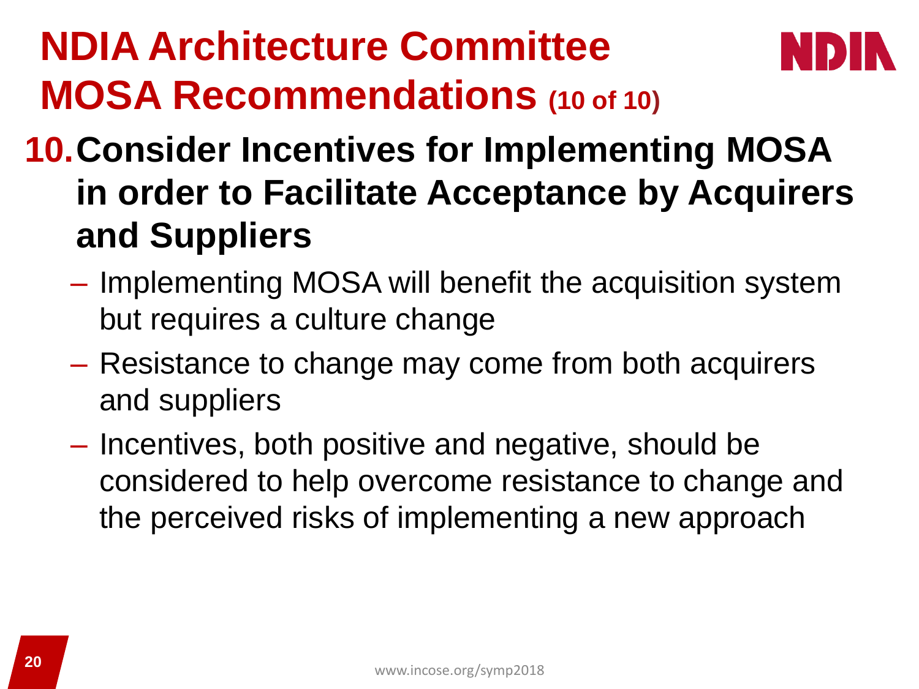# NDIA Architecture Committee MOSA Recommendations (10 of 10)

## 10. Consider Incentives for Implementing MOSA in order to Facilitate Acceptance by Acquirers and Suppliers

- Implementing MOSA will benefit the acquisition system but requires a culture change
- Resistance to change may come from both acquirers and suppliers
- Incentives, both positive and negative, should be considered to help overcome resistance to change and the perceived risks of implementing a new approach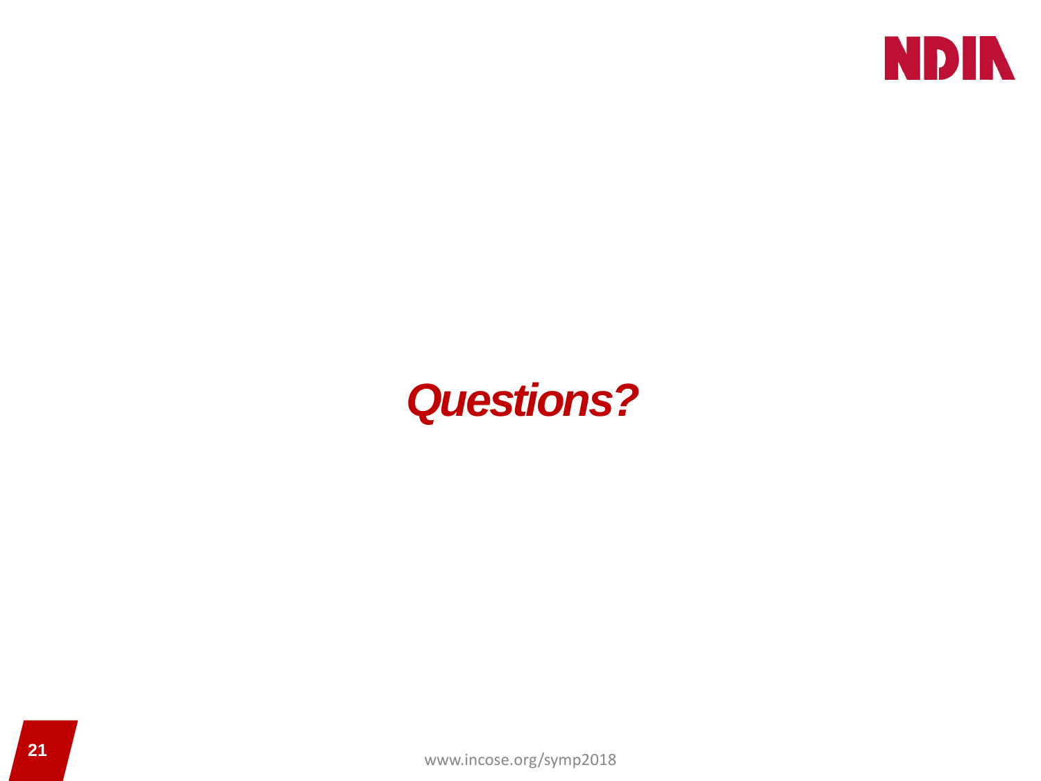# *Questions?*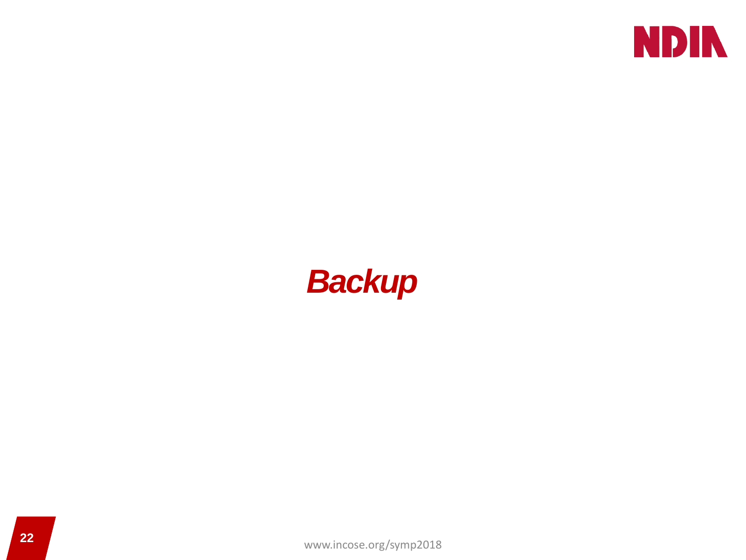# *Backup*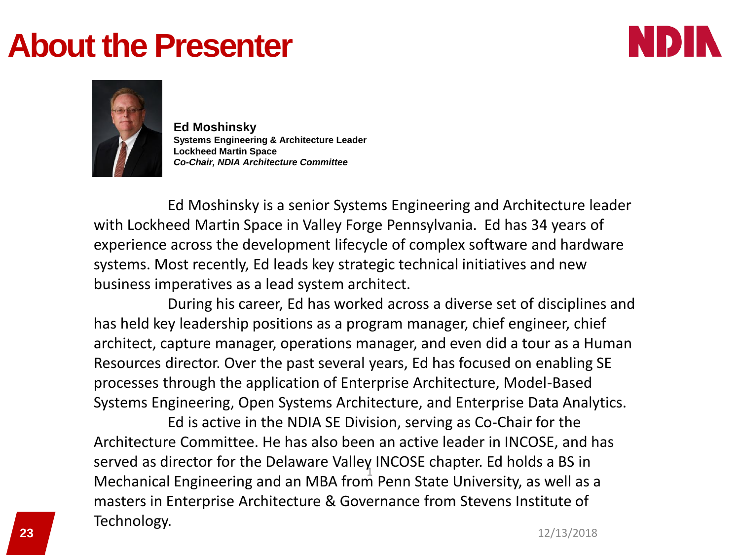# About the Presenter

**Ed Moshinsky**
**Systems Engineering & Architecture Leader**
**Lockheed Martin Space**
***Co-Chair, NDIA Architecture Committee***

Ed Moshinsky is a senior Systems Engineering and Architecture leader with Lockheed Martin Space in Valley Forge Pennsylvania. Ed has 34 years of experience across the development lifecycle of complex software and hardware systems. Most recently, Ed leads key strategic technical initiatives and new business imperatives as a lead system architect.

During his career, Ed has worked across a diverse set of disciplines and has held key leadership positions as a program manager, chief engineer, chief architect, capture manager, operations manager, and even did a tour as a Human Resources director. Over the past several years, Ed has focused on enabling SE processes through the application of Enterprise Architecture, Model-Based Systems Engineering, Open Systems Architecture, and Enterprise Data Analytics.

Ed is active in the NDIA SE Division, serving as Co-Chair for the Architecture Committee. He has also been an active leader in INCOSE, and has served as director for the Delaware Valley INCOSE chapter. Ed holds a BS in Mechanical Engineering and an MBA from Penn State University, as well as a masters in Enterprise Architecture & Governance from Stevens Institute of Technology.

12/13/2018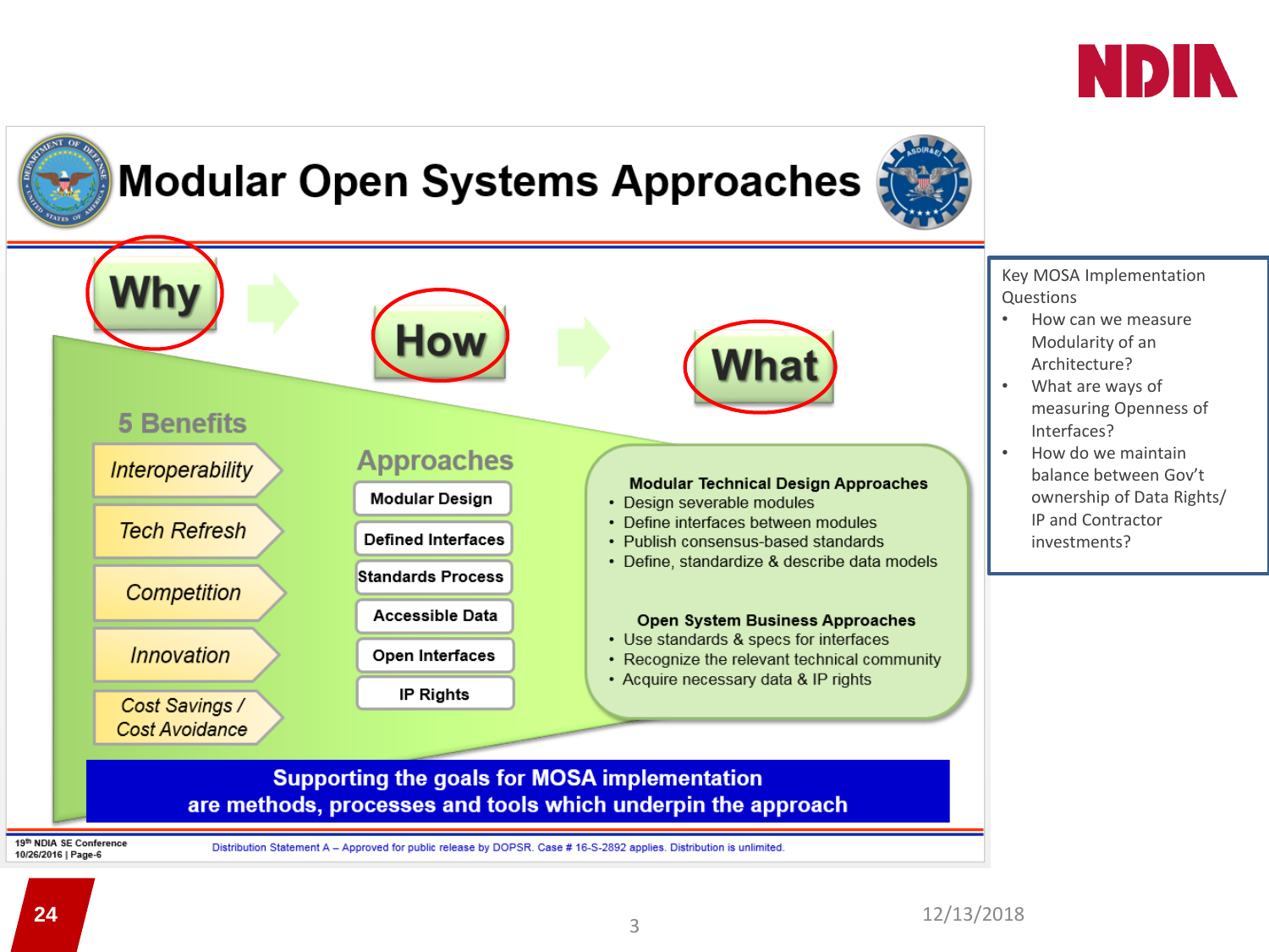# Modular Open Systems Approaches

**Why** → **How** → **What**

## 5 Benefits

- *Interoperability*
- *Tech Refresh*
- *Competition*
- *Innovation*
- *Cost Savings / Cost Avoidance*

## Approaches

- Modular Design
- Defined Interfaces
- Standards Process
- Accessible Data
- Open Interfaces
- IP Rights

**Modular Technical Design Approaches**

- Design severable modules
- Define interfaces between modules
- Publish consensus-based standards
- Define, standardize & describe data models

**Open System Business Approaches**

- Use standards & specs for interfaces
- Recognize the relevant technical community
- Acquire necessary data & IP rights

**Supporting the goals for MOSA implementation are methods, processes and tools which underpin the approach**

19th NDIA SE Conference
10/26/2016 | Page-6

Distribution Statement A – Approved for public release by DOPSR. Case # 16-S-2892 applies. Distribution is unlimited.

Key MOSA Implementation Questions

- How can we measure Modularity of an Architecture?
- What are ways of measuring Openness of Interfaces?
- How do we maintain balance between Gov't ownership of Data Rights/ IP and Contractor investments?

12/13/2018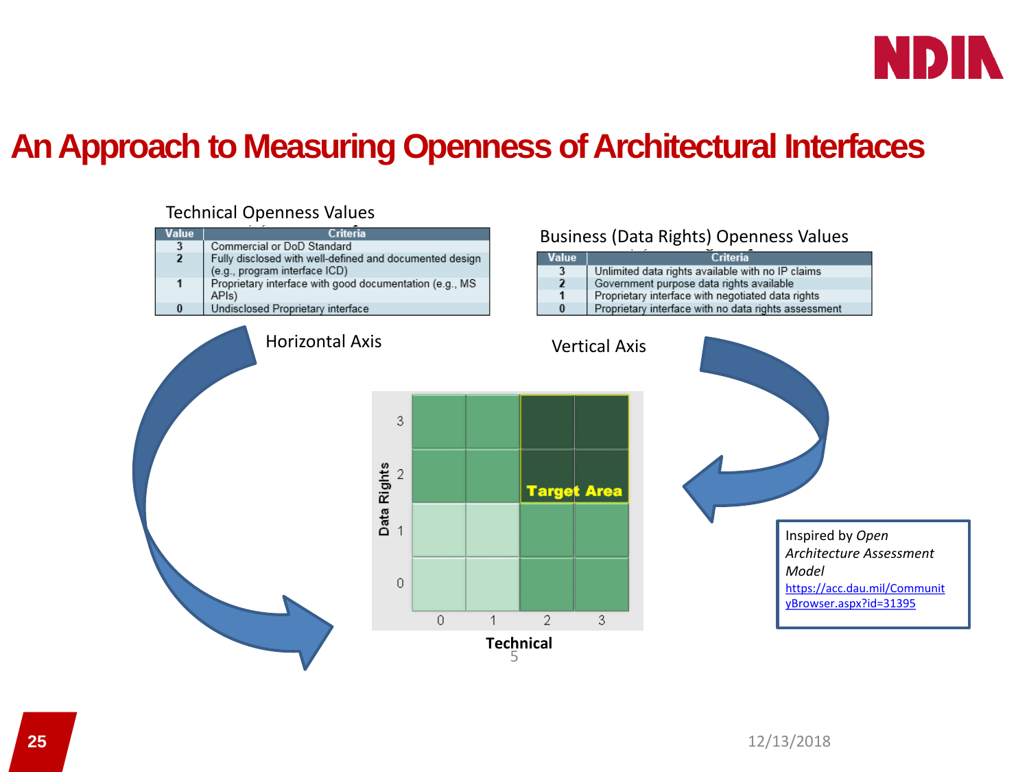# An Approach to Measuring Openness of Architectural Interfaces

Technical Openness Values

| Value | Criteria |
|---|---|
| 3 | Commercial or DoD Standard |
| 2 | Fully disclosed with well-defined and documented design (e.g., program interface ICD) |
| 1 | Proprietary interface with good documentation (e.g., MS APIs) |
| 0 | Undisclosed Proprietary interface |

Horizontal Axis

Business (Data Rights) Openness Values

| Value | Criteria |
|---|---|
| 3 | Unlimited data rights available with no IP claims |
| 2 | Government purpose data rights available |
| 1 | Proprietary interface with negotiated data rights |
| 0 | Proprietary interface with no data rights assessment |

Vertical Axis

Data Rights (0–3) vs. Technical (0–3) — Target Area

Inspired by *Open Architecture Assessment Model*
https://acc.dau.mil/CommunityBrowser.aspx?id=31395

12/13/2018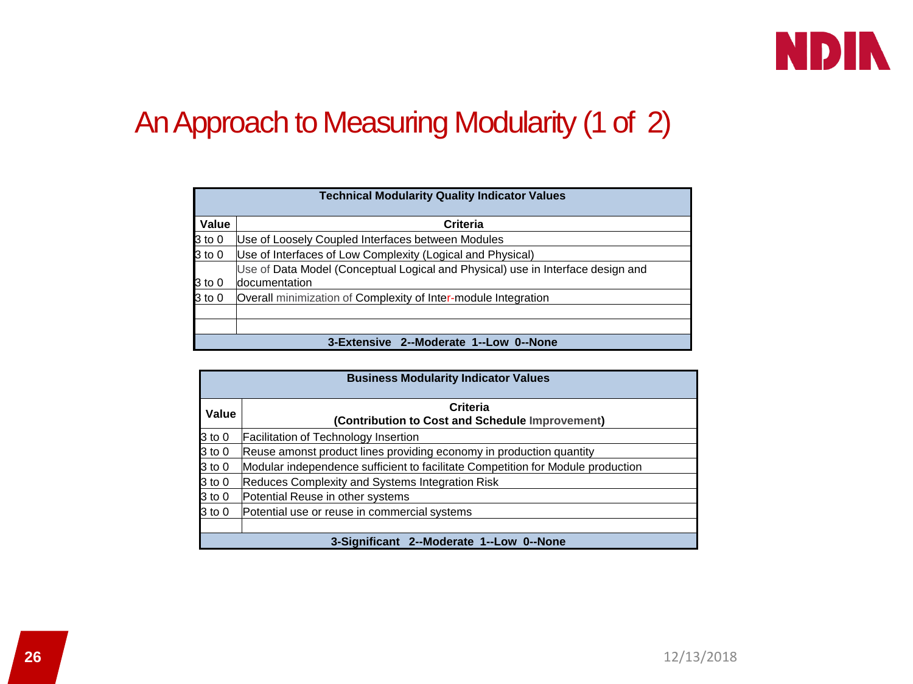# An Approach to Measuring Modularity (1 of 2)

| Technical Modularity Quality Indicator Values | |
|---|---|
| **Value** | **Criteria** |
| 3 to 0 | Use of Loosely Coupled Interfaces between Modules |
| 3 to 0 | Use of Interfaces of Low Complexity (Logical and Physical) |
| 3 to 0 | Use of Data Model (Conceptual Logical and Physical) use in Interface design and documentation |
| 3 to 0 | Overall minimization of Complexity of Inter-module Integration |
| | |
| | |
| **3-Extensive 2--Moderate 1--Low 0--None** | |

| Business Modularity Indicator Values | |
|---|---|
| **Value** | **Criteria (Contribution to Cost and Schedule Improvement)** |
| 3 to 0 | Facilitation of Technology Insertion |
| 3 to 0 | Reuse amonst product lines providing economy in production quantity |
| 3 to 0 | Modular independence sufficient to facilitate Competition for Module production |
| 3 to 0 | Reduces Complexity and Systems Integration Risk |
| 3 to 0 | Potential Reuse in other systems |
| 3 to 0 | Potential use or reuse in commercial systems |
| | |
| **3-Significant 2--Moderate 1--Low 0--None** | |

12/13/2018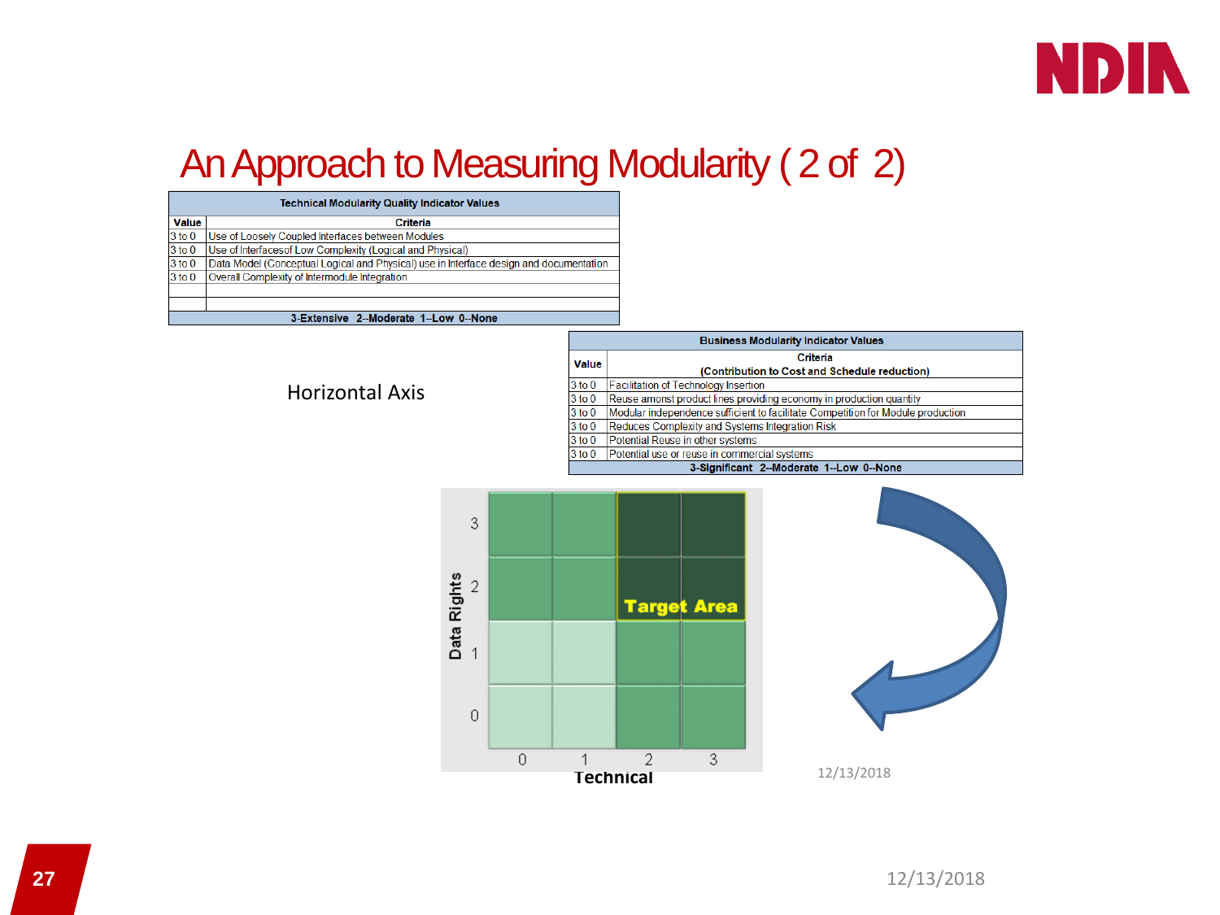# An Approach to Measuring Modularity ( 2 of 2)

| Technical Modularity Quality Indicator Values | |
|---|---|
| **Value** | **Criteria** |
| 3 to 0 | Use of Loosely Coupled Interfaces between Modules |
| 3 to 0 | Use of Interfacesof Low Complexity (Logical and Physical) |
| 3 to 0 | Data Model (Conceptual Logical and Physical) use in Interface design and documentation |
| 3 to 0 | Overall Complexity of Intermodule Integration |
| | |
| | |
| **3-Extensive 2--Moderate 1--Low 0--None** | |

Horizontal Axis

| Business Modularity Indicator Values | |
|---|---|
| **Value** | **Criteria (Contribution to Cost and Schedule reduction)** |
| 3 to 0 | Facilitation of Technology Insertion |
| 3 to 0 | Reuse amongst product lines providing economy in production quantity |
| 3 to 0 | Modular independence sufficient to facilitate Competition for Module production |
| 3 to 0 | Reduces Complexity and Systems Integration Risk |
| 3 to 0 | Potential Reuse in other systems |
| 3 to 0 | Potential use or reuse in commercial systems |
| **3-Significant 2--Moderate 1--Low 0--None** | |

Data Rights (vertical axis: 0–3) / Technical (horizontal axis: 0–3) — Target Area

12/13/2018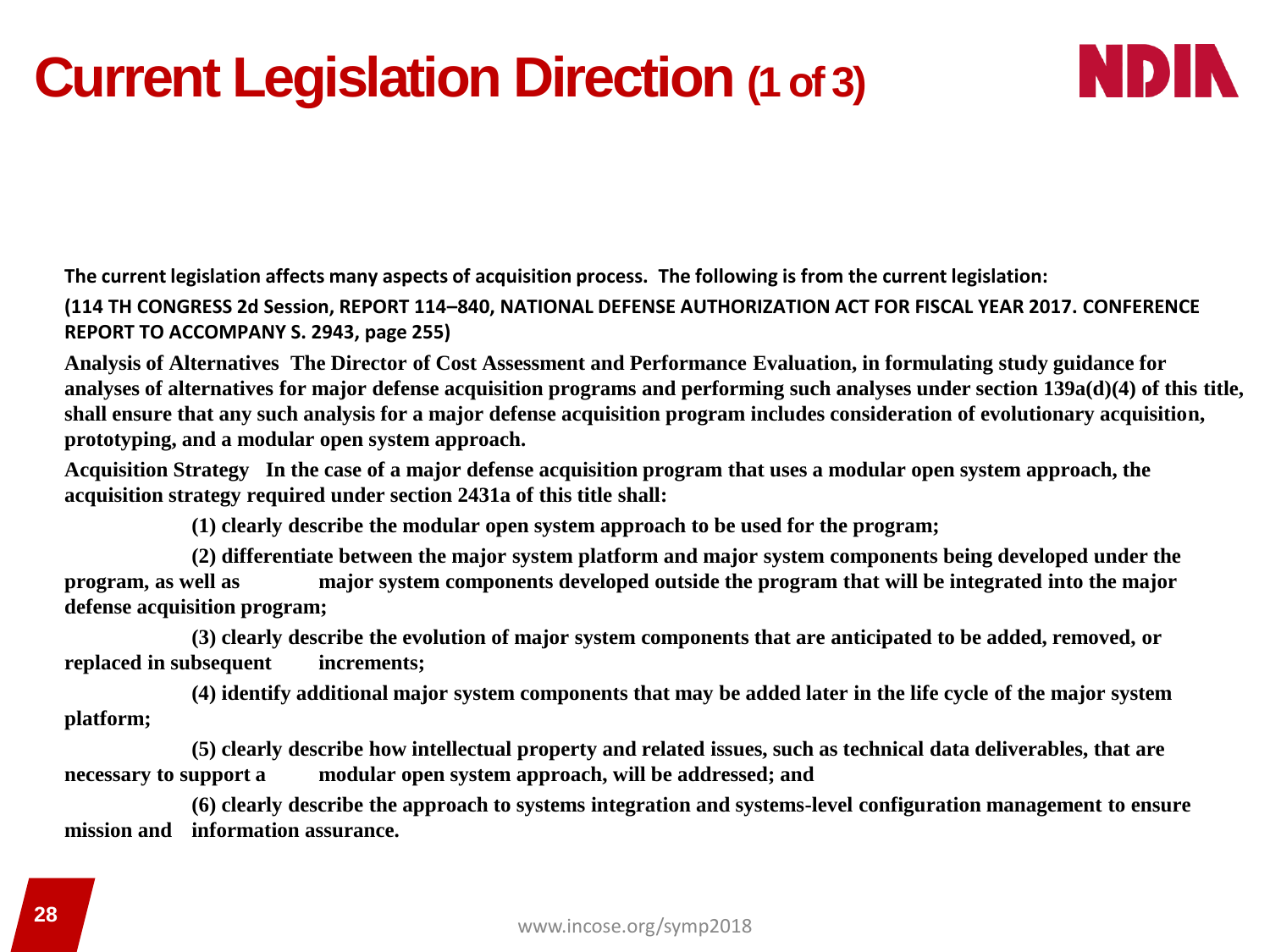# Current Legislation Direction (1 of 3)

**The current legislation affects many aspects of acquisition process. The following is from the current legislation:**

**(114 TH CONGRESS 2d Session, REPORT 114–840, NATIONAL DEFENSE AUTHORIZATION ACT FOR FISCAL YEAR 2017. CONFERENCE REPORT TO ACCOMPANY S. 2943, page 255)**

**Analysis of Alternatives** **The Director of Cost Assessment and Performance Evaluation, in formulating study guidance for analyses of alternatives for major defense acquisition programs and performing such analyses under section 139a(d)(4) of this title, shall ensure that any such analysis for a major defense acquisition program includes consideration of evolutionary acquisition, prototyping, and a modular open system approach.**

**Acquisition Strategy** **In the case of a major defense acquisition program that uses a modular open system approach, the acquisition strategy required under section 2431a of this title shall:**

**(1) clearly describe the modular open system approach to be used for the program;**

**(2) differentiate between the major system platform and major system components being developed under the program, as well as major system components developed outside the program that will be integrated into the major defense acquisition program;**

**(3) clearly describe the evolution of major system components that are anticipated to be added, removed, or replaced in subsequent increments;**

**(4) identify additional major system components that may be added later in the life cycle of the major system platform;**

**(5) clearly describe how intellectual property and related issues, such as technical data deliverables, that are necessary to support a modular open system approach, will be addressed; and**

**(6) clearly describe the approach to systems integration and systems-level configuration management to ensure mission and information assurance.**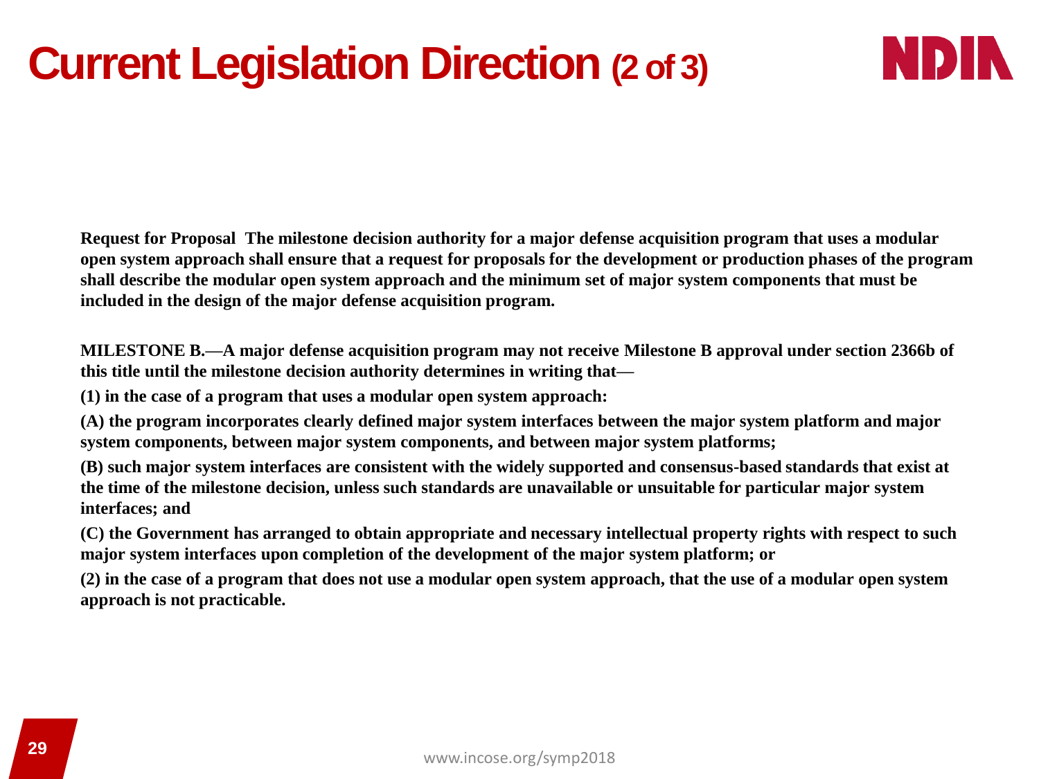# Current Legislation Direction (2 of 3)

**Request for Proposal The milestone decision authority for a major defense acquisition program that uses a modular open system approach shall ensure that a request for proposals for the development or production phases of the program shall describe the modular open system approach and the minimum set of major system components that must be included in the design of the major defense acquisition program.**

**MILESTONE B.—A major defense acquisition program may not receive Milestone B approval under section 2366b of this title until the milestone decision authority determines in writing that—**

**(1) in the case of a program that uses a modular open system approach:**

**(A) the program incorporates clearly defined major system interfaces between the major system platform and major system components, between major system components, and between major system platforms;**

**(B) such major system interfaces are consistent with the widely supported and consensus-based standards that exist at the time of the milestone decision, unless such standards are unavailable or unsuitable for particular major system interfaces; and**

**(C) the Government has arranged to obtain appropriate and necessary intellectual property rights with respect to such major system interfaces upon completion of the development of the major system platform; or**

**(2) in the case of a program that does not use a modular open system approach, that the use of a modular open system approach is not practicable.**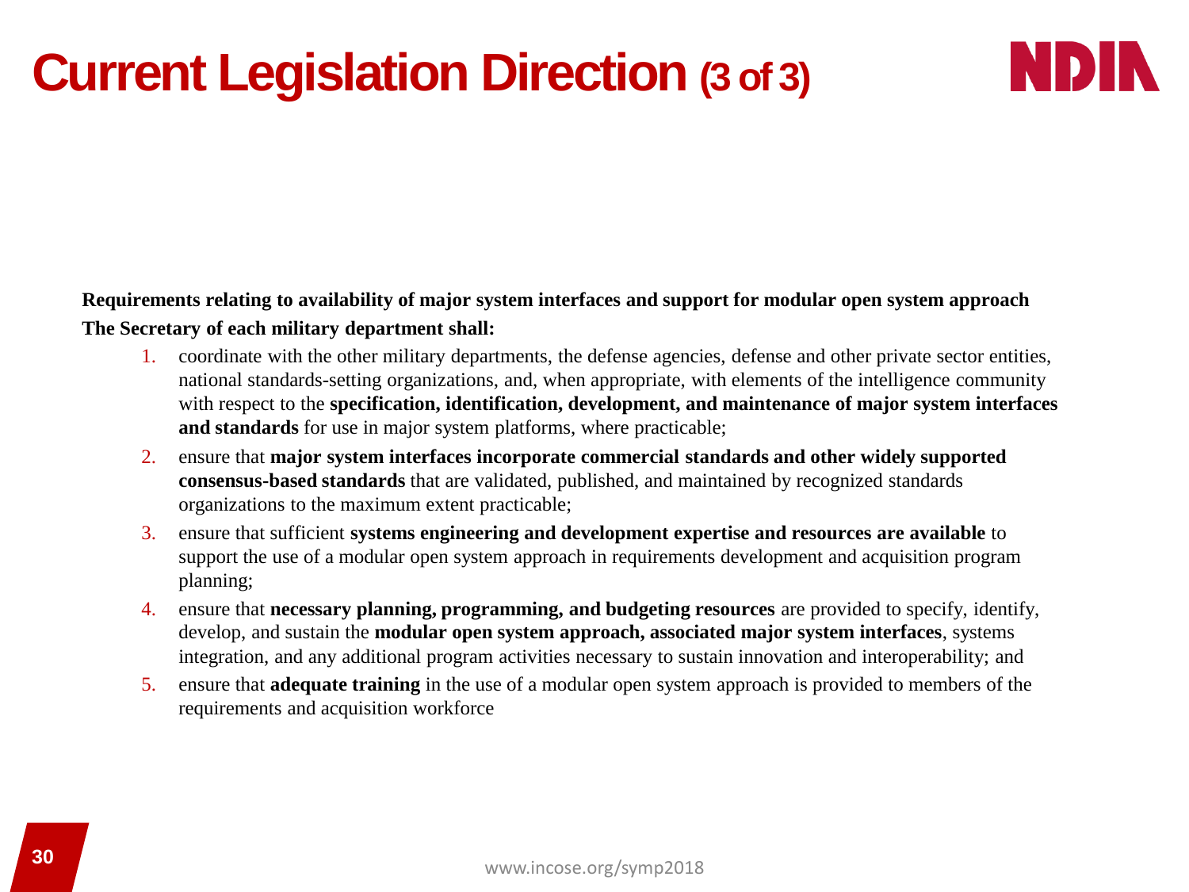# Current Legislation Direction (3 of 3)

**Requirements relating to availability of major system interfaces and support for modular open system approach**

**The Secretary of each military department shall:**

1. coordinate with the other military departments, the defense agencies, defense and other private sector entities, national standards-setting organizations, and, when appropriate, with elements of the intelligence community with respect to the **specification, identification, development, and maintenance of major system interfaces and standards** for use in major system platforms, where practicable;
2. ensure that **major system interfaces incorporate commercial standards and other widely supported consensus-based standards** that are validated, published, and maintained by recognized standards organizations to the maximum extent practicable;
3. ensure that sufficient **systems engineering and development expertise and resources are available** to support the use of a modular open system approach in requirements development and acquisition program planning;
4. ensure that **necessary planning, programming, and budgeting resources** are provided to specify, identify, develop, and sustain the **modular open system approach, associated major system interfaces**, systems integration, and any additional program activities necessary to sustain innovation and interoperability; and
5. ensure that **adequate training** in the use of a modular open system approach is provided to members of the requirements and acquisition workforce